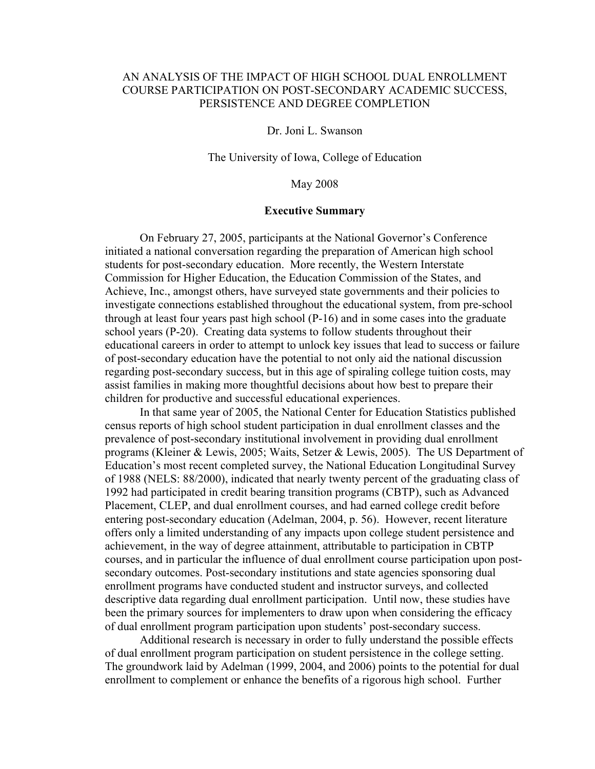# AN ANALYSIS OF THE IMPACT OF HIGH SCHOOL DUAL ENROLLMENT COURSE PARTICIPATION ON POST-SECONDARY ACADEMIC SUCCESS, PERSISTENCE AND DEGREE COMPLETION

Dr. Joni L. Swanson

The University of Iowa, College of Education

May 2008

## Executive Summary

On February 27, 2005, participants at the National Governor's Conference initiated a national conversation regarding the preparation of American high school students for post-secondary education. More recently, the Western Interstate Commission for Higher Education, the Education Commission of the States, and Achieve, Inc., amongst others, have surveyed state governments and their policies to investigate connections established throughout the educational system, from pre-school through at least four years past high school (P-16) and in some cases into the graduate school years (P-20). Creating data systems to follow students throughout their educational careers in order to attempt to unlock key issues that lead to success or failure of post-secondary education have the potential to not only aid the national discussion regarding post-secondary success, but in this age of spiraling college tuition costs, may assist families in making more thoughtful decisions about how best to prepare their children for productive and successful educational experiences.

In that same year of 2005, the National Center for Education Statistics published census reports of high school student participation in dual enrollment classes and the prevalence of post-secondary institutional involvement in providing dual enrollment programs (Kleiner & Lewis, 2005; Waits, Setzer & Lewis, 2005). The US Department of Education's most recent completed survey, the National Education Longitudinal Survey of 1988 (NELS: 88/2000), indicated that nearly twenty percent of the graduating class of 1992 had participated in credit bearing transition programs (CBTP), such as Advanced Placement, CLEP, and dual enrollment courses, and had earned college credit before entering post-secondary education (Adelman, 2004, p. 56). However, recent literature offers only a limited understanding of any impacts upon college student persistence and achievement, in the way of degree attainment, attributable to participation in CBTP courses, and in particular the influence of dual enrollment course participation upon post-secondary outcomes. Post-secondary institutions and state agencies sponsoring dual enrollment programs have conducted student and instructor surveys, and collected descriptive data regarding dual enrollment participation. Until now, these studies have been the primary sources for implementers to draw upon when considering the efficacy of dual enrollment program participation upon students' post-secondary success.

Additional research is necessary in order to fully understand the possible effects of dual enrollment program participation on student persistence in the college setting. The groundwork laid by Adelman (1999, 2004, and 2006) points to the potential for dual enrollment to complement or enhance the benefits of a rigorous high school. Further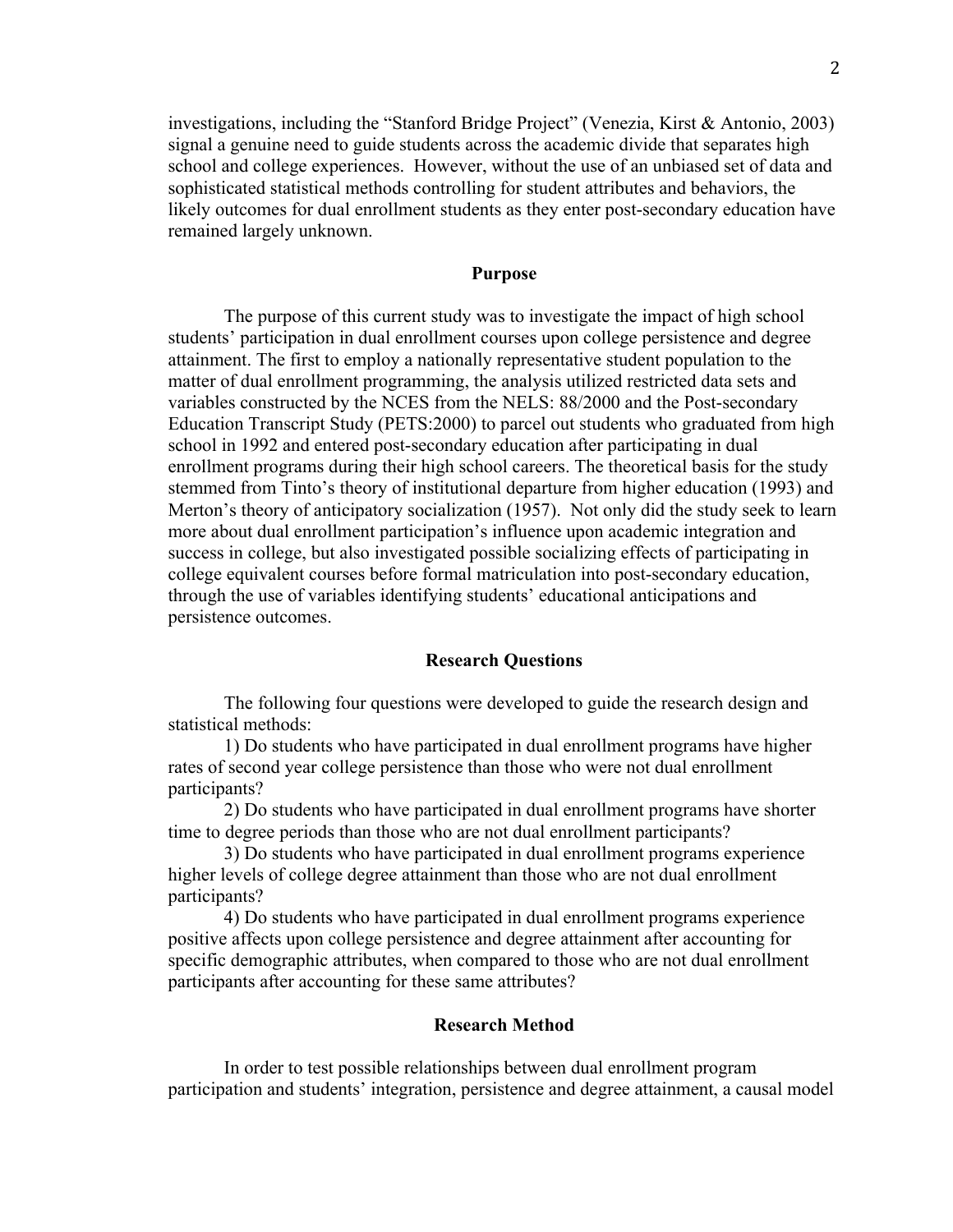investigations, including the "Stanford Bridge Project" (Venezia, Kirst & Antonio, 2003) signal a genuine need to guide students across the academic divide that separates high school and college experiences. However, without the use of an unbiased set of data and sophisticated statistical methods controlling for student attributes and behaviors, the likely outcomes for dual enrollment students as they enter post-secondary education have remained largely unknown.

## Purpose

The purpose of this current study was to investigate the impact of high school students' participation in dual enrollment courses upon college persistence and degree attainment. The first to employ a nationally representative student population to the matter of dual enrollment programming, the analysis utilized restricted data sets and variables constructed by the NCES from the NELS: 88/2000 and the Post-secondary Education Transcript Study (PETS:2000) to parcel out students who graduated from high school in 1992 and entered post-secondary education after participating in dual enrollment programs during their high school careers. The theoretical basis for the study stemmed from Tinto's theory of institutional departure from higher education (1993) and Merton's theory of anticipatory socialization (1957). Not only did the study seek to learn more about dual enrollment participation's influence upon academic integration and success in college, but also investigated possible socializing effects of participating in college equivalent courses before formal matriculation into post-secondary education, through the use of variables identifying students' educational anticipations and persistence outcomes.

## Research Questions

The following four questions were developed to guide the research design and statistical methods:

1) Do students who have participated in dual enrollment programs have higher rates of second year college persistence than those who were not dual enrollment participants?

2) Do students who have participated in dual enrollment programs have shorter time to degree periods than those who are not dual enrollment participants?

3) Do students who have participated in dual enrollment programs experience higher levels of college degree attainment than those who are not dual enrollment participants?

4) Do students who have participated in dual enrollment programs experience positive affects upon college persistence and degree attainment after accounting for specific demographic attributes, when compared to those who are not dual enrollment participants after accounting for these same attributes?

## Research Method

In order to test possible relationships between dual enrollment program participation and students' integration, persistence and degree attainment, a causal model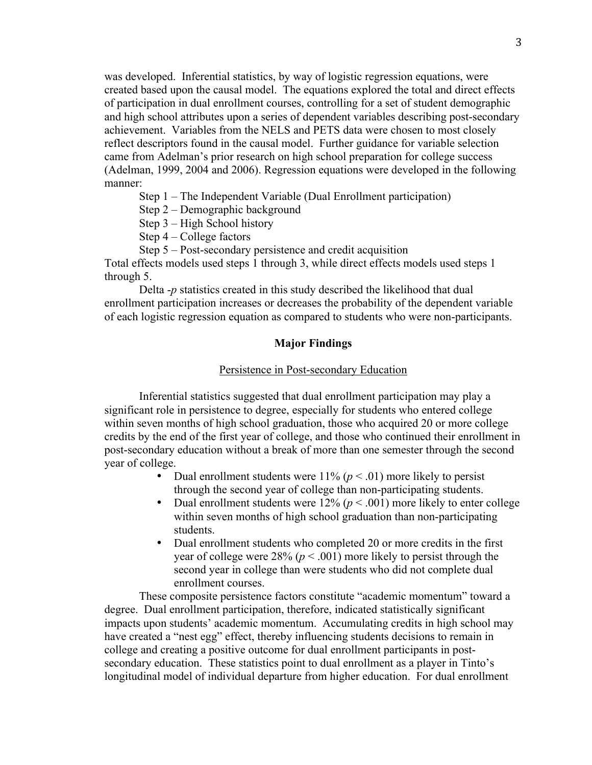was developed. Inferential statistics, by way of logistic regression equations, were created based upon the causal model. The equations explored the total and direct effects of participation in dual enrollment courses, controlling for a set of student demographic and high school attributes upon a series of dependent variables describing post-secondary achievement. Variables from the NELS and PETS data were chosen to most closely reflect descriptors found in the causal model. Further guidance for variable selection came from Adelman's prior research on high school preparation for college success (Adelman, 1999, 2004 and 2006). Regression equations were developed in the following manner:

Step 1 – The Independent Variable (Dual Enrollment participation)
Step 2 – Demographic background
Step 3 – High School history
Step 4 – College factors
Step 5 – Post-secondary persistence and credit acquisition

Total effects models used steps 1 through 3, while direct effects models used steps 1 through 5.

Delta -*p* statistics created in this study described the likelihood that dual enrollment participation increases or decreases the probability of the dependent variable of each logistic regression equation as compared to students who were non-participants.

## Major Findings

### Persistence in Post-secondary Education

Inferential statistics suggested that dual enrollment participation may play a significant role in persistence to degree, especially for students who entered college within seven months of high school graduation, those who acquired 20 or more college credits by the end of the first year of college, and those who continued their enrollment in post-secondary education without a break of more than one semester through the second year of college.

- Dual enrollment students were 11% ($p < .01$) more likely to persist through the second year of college than non-participating students.
- Dual enrollment students were 12% ($p < .001$) more likely to enter college within seven months of high school graduation than non-participating students.
- Dual enrollment students who completed 20 or more credits in the first year of college were 28% ($p < .001$) more likely to persist through the second year in college than were students who did not complete dual enrollment courses.

These composite persistence factors constitute "academic momentum" toward a degree. Dual enrollment participation, therefore, indicated statistically significant impacts upon students' academic momentum. Accumulating credits in high school may have created a "nest egg" effect, thereby influencing students decisions to remain in college and creating a positive outcome for dual enrollment participants in post-secondary education. These statistics point to dual enrollment as a player in Tinto's longitudinal model of individual departure from higher education. For dual enrollment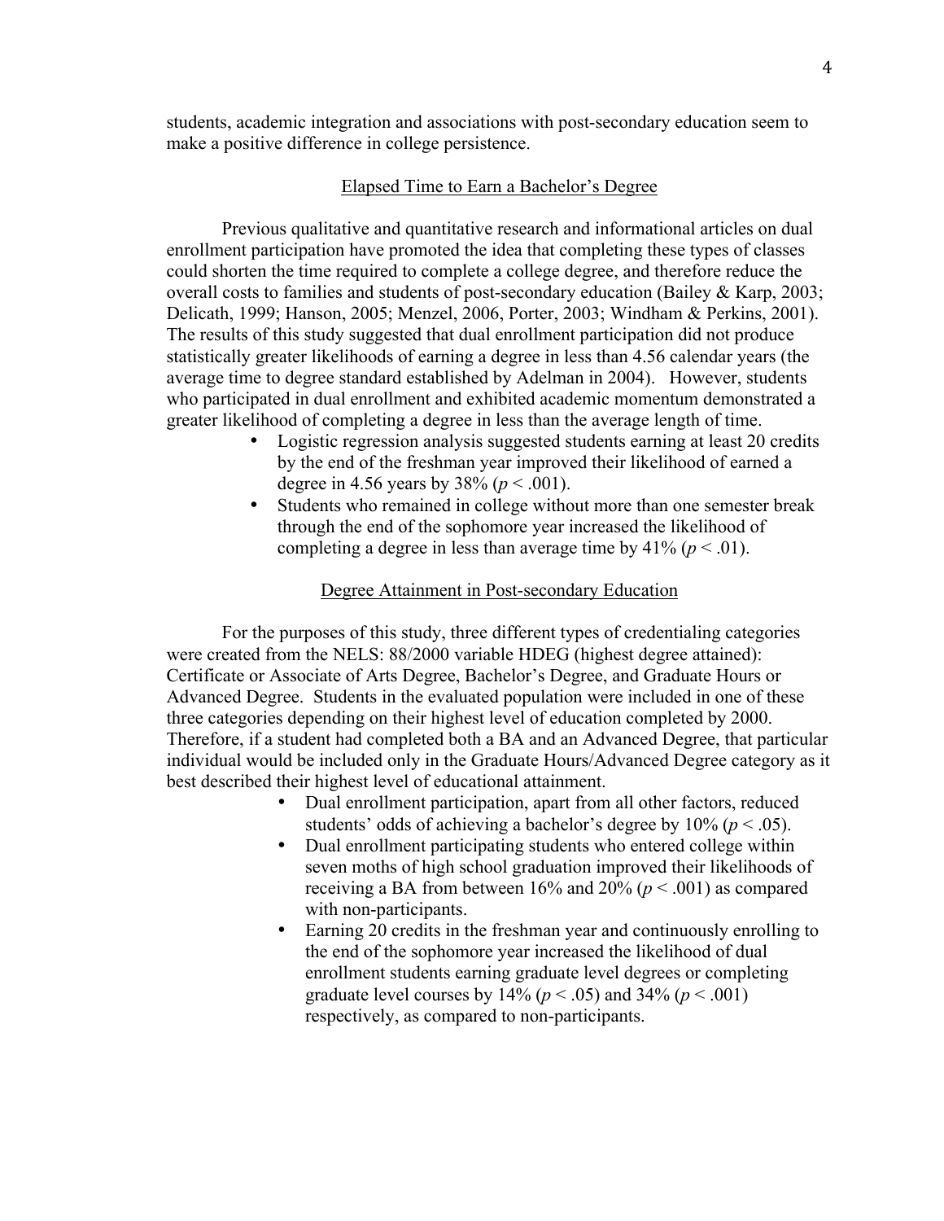students, academic integration and associations with post-secondary education seem to make a positive difference in college persistence.

## Elapsed Time to Earn a Bachelor's Degree

Previous qualitative and quantitative research and informational articles on dual enrollment participation have promoted the idea that completing these types of classes could shorten the time required to complete a college degree, and therefore reduce the overall costs to families and students of post-secondary education (Bailey & Karp, 2003; Delicath, 1999; Hanson, 2005; Menzel, 2006, Porter, 2003; Windham & Perkins, 2001). The results of this study suggested that dual enrollment participation did not produce statistically greater likelihoods of earning a degree in less than 4.56 calendar years (the average time to degree standard established by Adelman in 2004). However, students who participated in dual enrollment and exhibited academic momentum demonstrated a greater likelihood of completing a degree in less than the average length of time.

- Logistic regression analysis suggested students earning at least 20 credits by the end of the freshman year improved their likelihood of earned a degree in 4.56 years by 38% ($p < .001$).
- Students who remained in college without more than one semester break through the end of the sophomore year increased the likelihood of completing a degree in less than average time by 41% ($p < .01$).

## Degree Attainment in Post-secondary Education

For the purposes of this study, three different types of credentialing categories were created from the NELS: 88/2000 variable HDEG (highest degree attained): Certificate or Associate of Arts Degree, Bachelor's Degree, and Graduate Hours or Advanced Degree. Students in the evaluated population were included in one of these three categories depending on their highest level of education completed by 2000. Therefore, if a student had completed both a BA and an Advanced Degree, that particular individual would be included only in the Graduate Hours/Advanced Degree category as it best described their highest level of educational attainment.

- Dual enrollment participation, apart from all other factors, reduced students' odds of achieving a bachelor's degree by 10% ($p < .05$).
- Dual enrollment participating students who entered college within seven moths of high school graduation improved their likelihoods of receiving a BA from between 16% and 20% ($p < .001$) as compared with non-participants.
- Earning 20 credits in the freshman year and continuously enrolling to the end of the sophomore year increased the likelihood of dual enrollment students earning graduate level degrees or completing graduate level courses by 14% ($p < .05$) and 34% ($p < .001$) respectively, as compared to non-participants.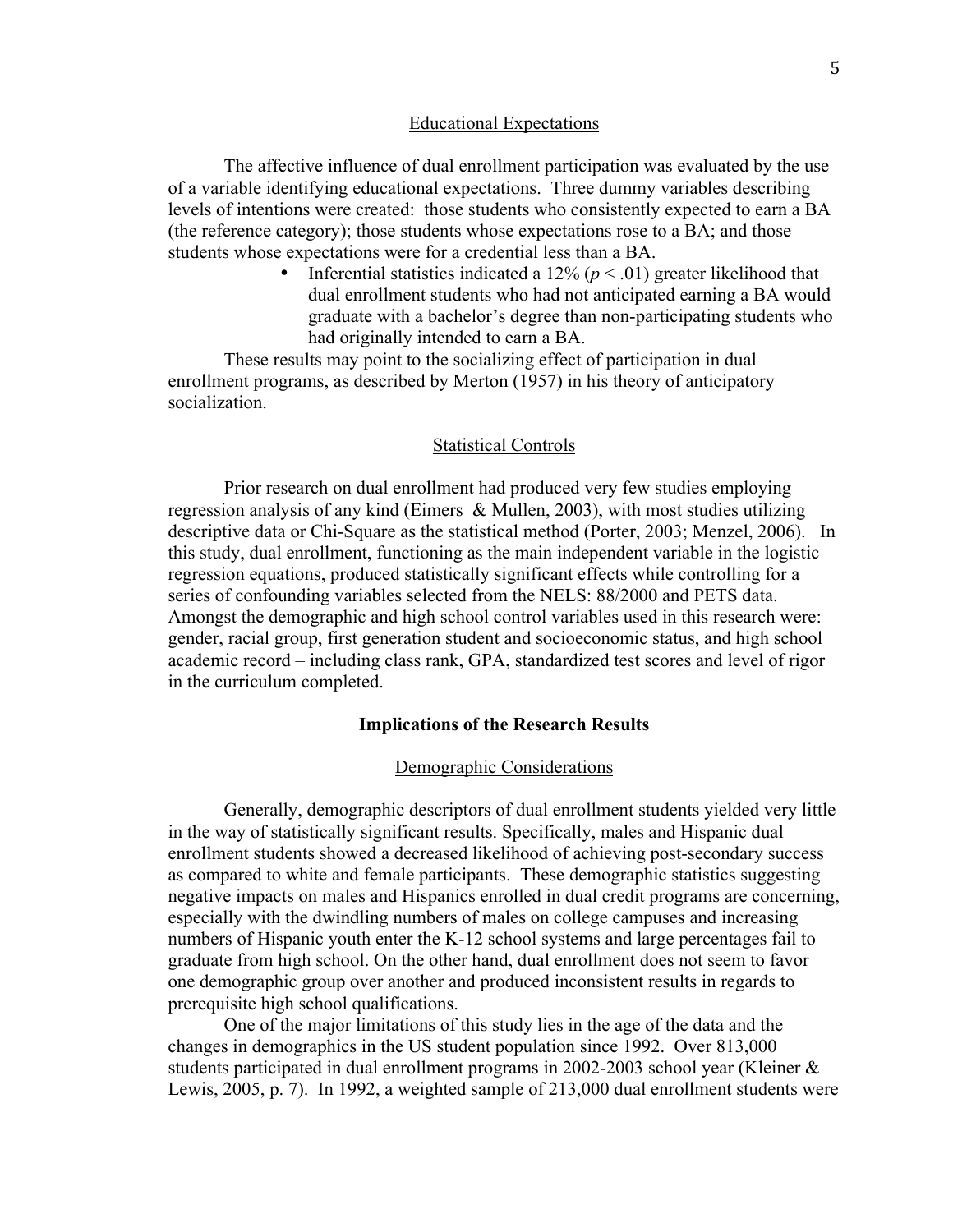### Educational Expectations

The affective influence of dual enrollment participation was evaluated by the use of a variable identifying educational expectations. Three dummy variables describing levels of intentions were created: those students who consistently expected to earn a BA (the reference category); those students whose expectations rose to a BA; and those students whose expectations were for a credential less than a BA.

- Inferential statistics indicated a 12% ($p < .01$) greater likelihood that dual enrollment students who had not anticipated earning a BA would graduate with a bachelor's degree than non-participating students who had originally intended to earn a BA.

These results may point to the socializing effect of participation in dual enrollment programs, as described by Merton (1957) in his theory of anticipatory socialization.

### Statistical Controls

Prior research on dual enrollment had produced very few studies employing regression analysis of any kind (Eimers & Mullen, 2003), with most studies utilizing descriptive data or Chi-Square as the statistical method (Porter, 2003; Menzel, 2006). In this study, dual enrollment, functioning as the main independent variable in the logistic regression equations, produced statistically significant effects while controlling for a series of confounding variables selected from the NELS: 88/2000 and PETS data. Amongst the demographic and high school control variables used in this research were: gender, racial group, first generation student and socioeconomic status, and high school academic record – including class rank, GPA, standardized test scores and level of rigor in the curriculum completed.

## Implications of the Research Results

### Demographic Considerations

Generally, demographic descriptors of dual enrollment students yielded very little in the way of statistically significant results. Specifically, males and Hispanic dual enrollment students showed a decreased likelihood of achieving post-secondary success as compared to white and female participants. These demographic statistics suggesting negative impacts on males and Hispanics enrolled in dual credit programs are concerning, especially with the dwindling numbers of males on college campuses and increasing numbers of Hispanic youth enter the K-12 school systems and large percentages fail to graduate from high school. On the other hand, dual enrollment does not seem to favor one demographic group over another and produced inconsistent results in regards to prerequisite high school qualifications.

One of the major limitations of this study lies in the age of the data and the changes in demographics in the US student population since 1992. Over 813,000 students participated in dual enrollment programs in 2002-2003 school year (Kleiner & Lewis, 2005, p. 7). In 1992, a weighted sample of 213,000 dual enrollment students were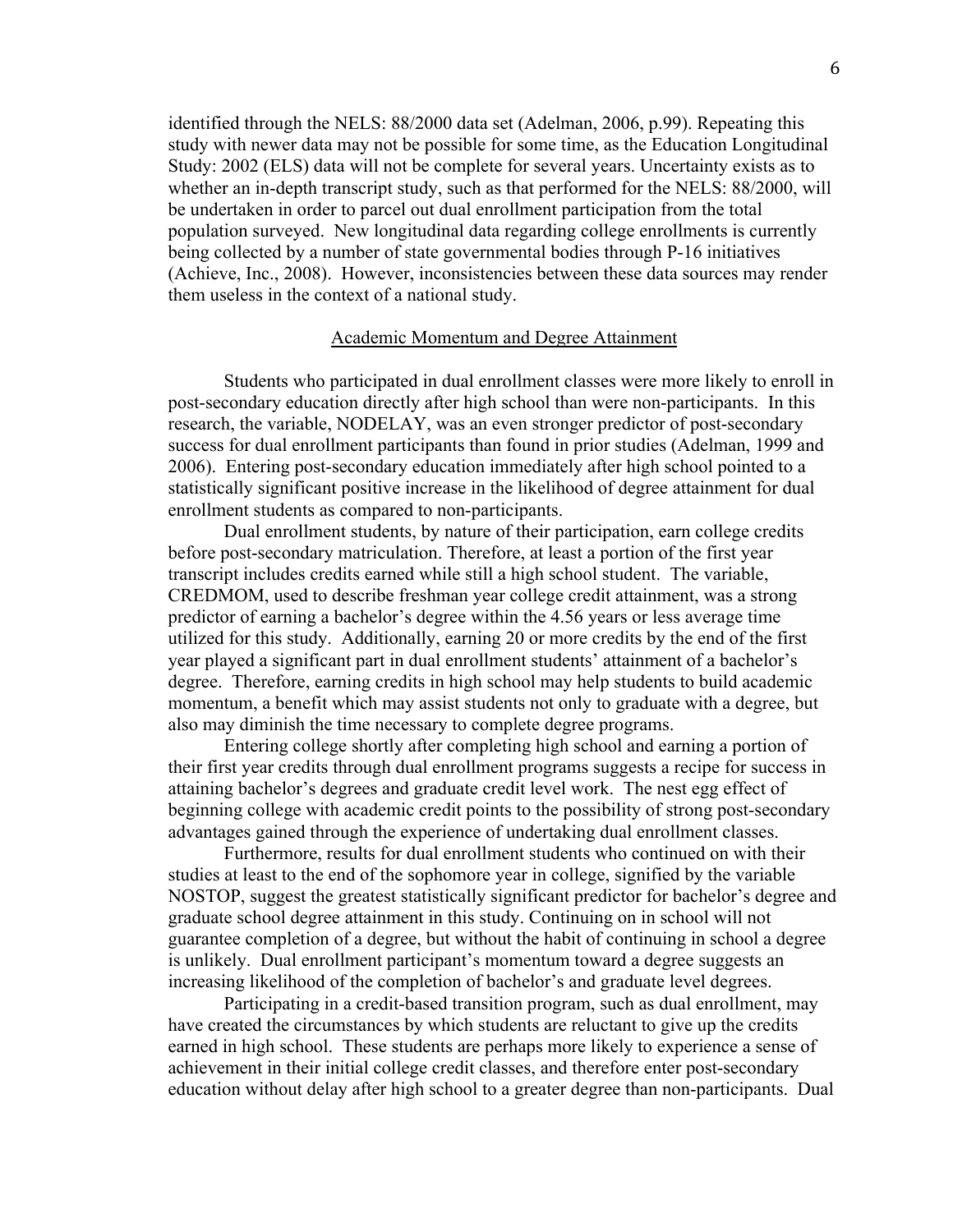identified through the NELS: 88/2000 data set (Adelman, 2006, p.99). Repeating this study with newer data may not be possible for some time, as the Education Longitudinal Study: 2002 (ELS) data will not be complete for several years. Uncertainty exists as to whether an in-depth transcript study, such as that performed for the NELS: 88/2000, will be undertaken in order to parcel out dual enrollment participation from the total population surveyed. New longitudinal data regarding college enrollments is currently being collected by a number of state governmental bodies through P-16 initiatives (Achieve, Inc., 2008). However, inconsistencies between these data sources may render them useless in the context of a national study.

## Academic Momentum and Degree Attainment

Students who participated in dual enrollment classes were more likely to enroll in post-secondary education directly after high school than were non-participants. In this research, the variable, NODELAY, was an even stronger predictor of post-secondary success for dual enrollment participants than found in prior studies (Adelman, 1999 and 2006). Entering post-secondary education immediately after high school pointed to a statistically significant positive increase in the likelihood of degree attainment for dual enrollment students as compared to non-participants.

Dual enrollment students, by nature of their participation, earn college credits before post-secondary matriculation. Therefore, at least a portion of the first year transcript includes credits earned while still a high school student. The variable, CREDMOM, used to describe freshman year college credit attainment, was a strong predictor of earning a bachelor's degree within the 4.56 years or less average time utilized for this study. Additionally, earning 20 or more credits by the end of the first year played a significant part in dual enrollment students' attainment of a bachelor's degree. Therefore, earning credits in high school may help students to build academic momentum, a benefit which may assist students not only to graduate with a degree, but also may diminish the time necessary to complete degree programs.

Entering college shortly after completing high school and earning a portion of their first year credits through dual enrollment programs suggests a recipe for success in attaining bachelor's degrees and graduate credit level work. The nest egg effect of beginning college with academic credit points to the possibility of strong post-secondary advantages gained through the experience of undertaking dual enrollment classes.

Furthermore, results for dual enrollment students who continued on with their studies at least to the end of the sophomore year in college, signified by the variable NOSTOP, suggest the greatest statistically significant predictor for bachelor's degree and graduate school degree attainment in this study. Continuing on in school will not guarantee completion of a degree, but without the habit of continuing in school a degree is unlikely. Dual enrollment participant's momentum toward a degree suggests an increasing likelihood of the completion of bachelor's and graduate level degrees.

Participating in a credit-based transition program, such as dual enrollment, may have created the circumstances by which students are reluctant to give up the credits earned in high school. These students are perhaps more likely to experience a sense of achievement in their initial college credit classes, and therefore enter post-secondary education without delay after high school to a greater degree than non-participants. Dual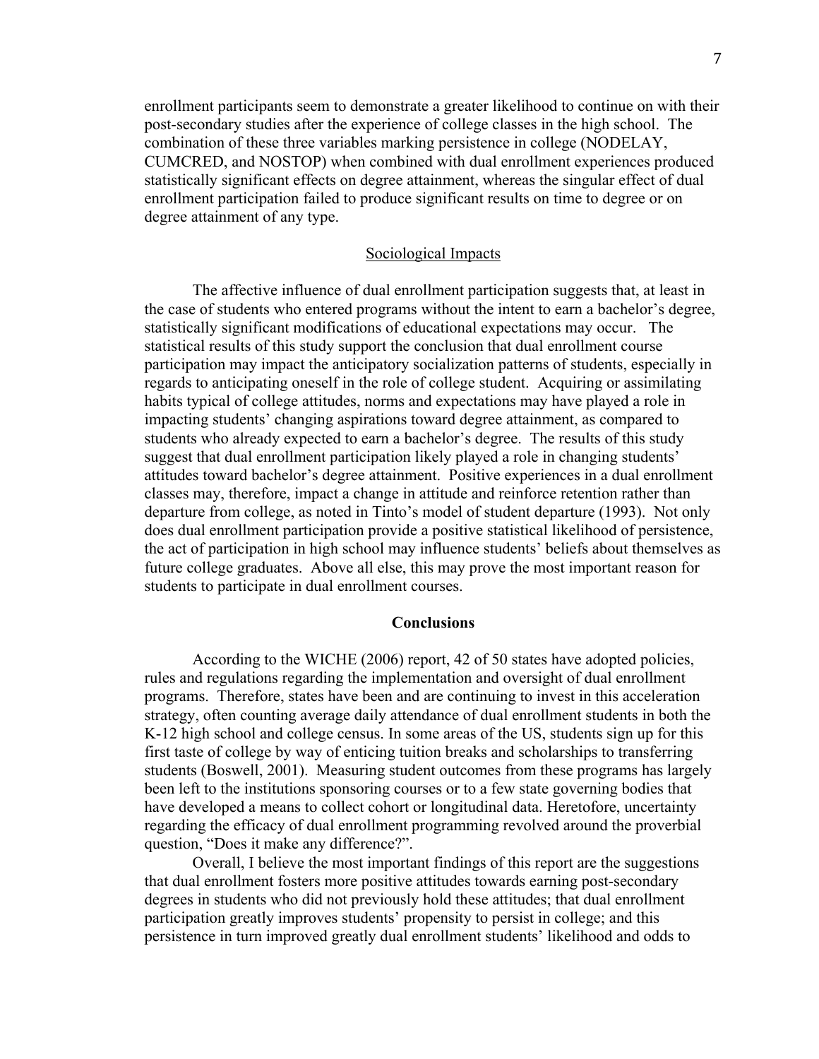enrollment participants seem to demonstrate a greater likelihood to continue on with their post-secondary studies after the experience of college classes in the high school. The combination of these three variables marking persistence in college (NODELAY, CUMCRED, and NOSTOP) when combined with dual enrollment experiences produced statistically significant effects on degree attainment, whereas the singular effect of dual enrollment participation failed to produce significant results on time to degree or on degree attainment of any type.

### Sociological Impacts

The affective influence of dual enrollment participation suggests that, at least in the case of students who entered programs without the intent to earn a bachelor's degree, statistically significant modifications of educational expectations may occur. The statistical results of this study support the conclusion that dual enrollment course participation may impact the anticipatory socialization patterns of students, especially in regards to anticipating oneself in the role of college student. Acquiring or assimilating habits typical of college attitudes, norms and expectations may have played a role in impacting students' changing aspirations toward degree attainment, as compared to students who already expected to earn a bachelor's degree. The results of this study suggest that dual enrollment participation likely played a role in changing students' attitudes toward bachelor's degree attainment. Positive experiences in a dual enrollment classes may, therefore, impact a change in attitude and reinforce retention rather than departure from college, as noted in Tinto's model of student departure (1993). Not only does dual enrollment participation provide a positive statistical likelihood of persistence, the act of participation in high school may influence students' beliefs about themselves as future college graduates. Above all else, this may prove the most important reason for students to participate in dual enrollment courses.

## Conclusions

According to the WICHE (2006) report, 42 of 50 states have adopted policies, rules and regulations regarding the implementation and oversight of dual enrollment programs. Therefore, states have been and are continuing to invest in this acceleration strategy, often counting average daily attendance of dual enrollment students in both the K-12 high school and college census. In some areas of the US, students sign up for this first taste of college by way of enticing tuition breaks and scholarships to transferring students (Boswell, 2001). Measuring student outcomes from these programs has largely been left to the institutions sponsoring courses or to a few state governing bodies that have developed a means to collect cohort or longitudinal data. Heretofore, uncertainty regarding the efficacy of dual enrollment programming revolved around the proverbial question, "Does it make any difference?".

Overall, I believe the most important findings of this report are the suggestions that dual enrollment fosters more positive attitudes towards earning post-secondary degrees in students who did not previously hold these attitudes; that dual enrollment participation greatly improves students' propensity to persist in college; and this persistence in turn improved greatly dual enrollment students' likelihood and odds to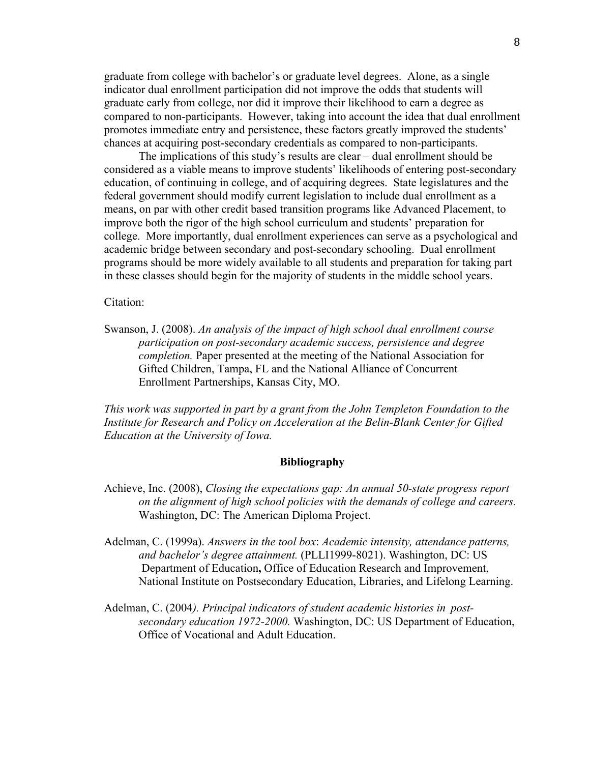graduate from college with bachelor's or graduate level degrees. Alone, as a single indicator dual enrollment participation did not improve the odds that students will graduate early from college, nor did it improve their likelihood to earn a degree as compared to non-participants. However, taking into account the idea that dual enrollment promotes immediate entry and persistence, these factors greatly improved the students' chances at acquiring post-secondary credentials as compared to non-participants.

The implications of this study's results are clear – dual enrollment should be considered as a viable means to improve students' likelihoods of entering post-secondary education, of continuing in college, and of acquiring degrees. State legislatures and the federal government should modify current legislation to include dual enrollment as a means, on par with other credit based transition programs like Advanced Placement, to improve both the rigor of the high school curriculum and students' preparation for college. More importantly, dual enrollment experiences can serve as a psychological and academic bridge between secondary and post-secondary schooling. Dual enrollment programs should be more widely available to all students and preparation for taking part in these classes should begin for the majority of students in the middle school years.

Citation:

Swanson, J. (2008). *An analysis of the impact of high school dual enrollment course participation on post-secondary academic success, persistence and degree completion.* Paper presented at the meeting of the National Association for Gifted Children, Tampa, FL and the National Alliance of Concurrent Enrollment Partnerships, Kansas City, MO.

*This work was supported in part by a grant from the John Templeton Foundation to the Institute for Research and Policy on Acceleration at the Belin-Blank Center for Gifted Education at the University of Iowa.*

## Bibliography

Achieve, Inc. (2008), *Closing the expectations gap: An annual 50-state progress report on the alignment of high school policies with the demands of college and careers.* Washington, DC: The American Diploma Project.

Adelman, C. (1999a). *Answers in the tool box*: *Academic intensity, attendance patterns, and bachelor's degree attainment.* (PLLI1999-8021). Washington, DC: US Department of Education**,** Office of Education Research and Improvement, National Institute on Postsecondary Education, Libraries, and Lifelong Learning.

Adelman, C. (2004*). Principal indicators of student academic histories in post-secondary education 1972-2000.* Washington, DC: US Department of Education, Office of Vocational and Adult Education.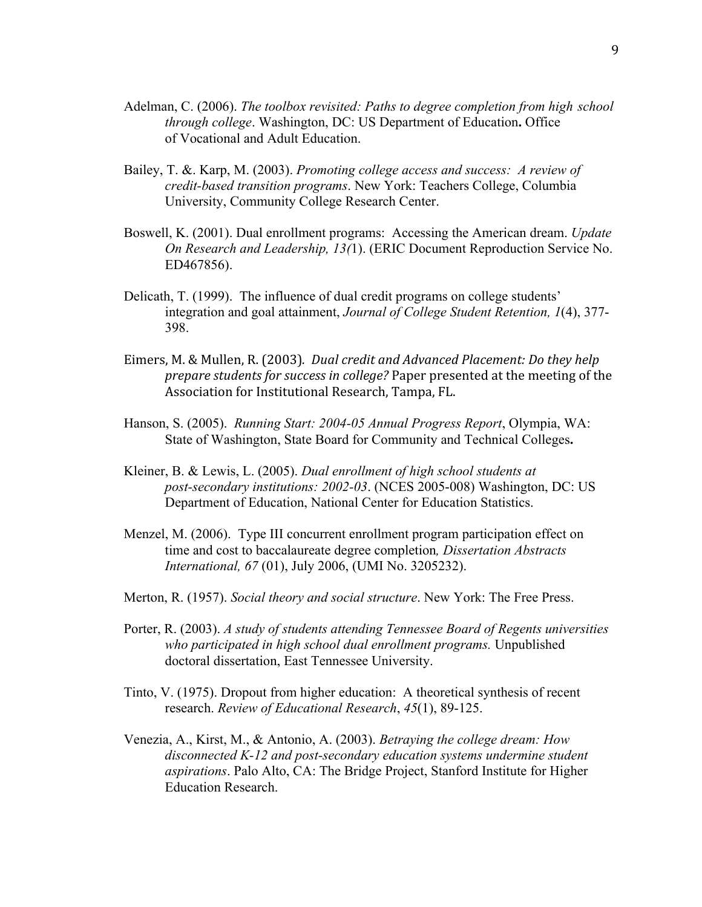Adelman, C. (2006). *The toolbox revisited: Paths to degree completion from high school through college*. Washington, DC: US Department of Education**.** Office of Vocational and Adult Education.

Bailey, T. &. Karp, M. (2003). *Promoting college access and success: A review of credit-based transition programs*. New York: Teachers College, Columbia University, Community College Research Center.

Boswell, K. (2001). Dual enrollment programs: Accessing the American dream. *Update On Research and Leadership, 13(*1). (ERIC Document Reproduction Service No. ED467856).

Delicath, T. (1999). The influence of dual credit programs on college students' integration and goal attainment, *Journal of College Student Retention, 1*(4), 377-398.

Eimers, M. & Mullen, R. (2003)*. Dual credit and Advanced Placement: Do they help prepare students for success in college?* Paper presented at the meeting of the Association for Institutional Research, Tampa, FL.

Hanson, S. (2005). *Running Start: 2004-05 Annual Progress Report*, Olympia, WA: State of Washington, State Board for Community and Technical Colleges**.**

Kleiner, B. & Lewis, L. (2005). *Dual enrollment of high school students at post-secondary institutions: 2002-03*. (NCES 2005-008) Washington, DC: US Department of Education, National Center for Education Statistics.

Menzel, M. (2006). Type III concurrent enrollment program participation effect on time and cost to baccalaureate degree completion*, Dissertation Abstracts International, 67* (01), July 2006, (UMI No. 3205232).

Merton, R. (1957). *Social theory and social structure*. New York: The Free Press.

Porter, R. (2003). *A study of students attending Tennessee Board of Regents universities who participated in high school dual enrollment programs.* Unpublished doctoral dissertation, East Tennessee University.

Tinto, V. (1975). Dropout from higher education: A theoretical synthesis of recent research. *Review of Educational Research*, *45*(1), 89-125.

Venezia, A., Kirst, M., & Antonio, A. (2003). *Betraying the college dream: How disconnected K-12 and post-secondary education systems undermine student aspirations*. Palo Alto, CA: The Bridge Project, Stanford Institute for Higher Education Research.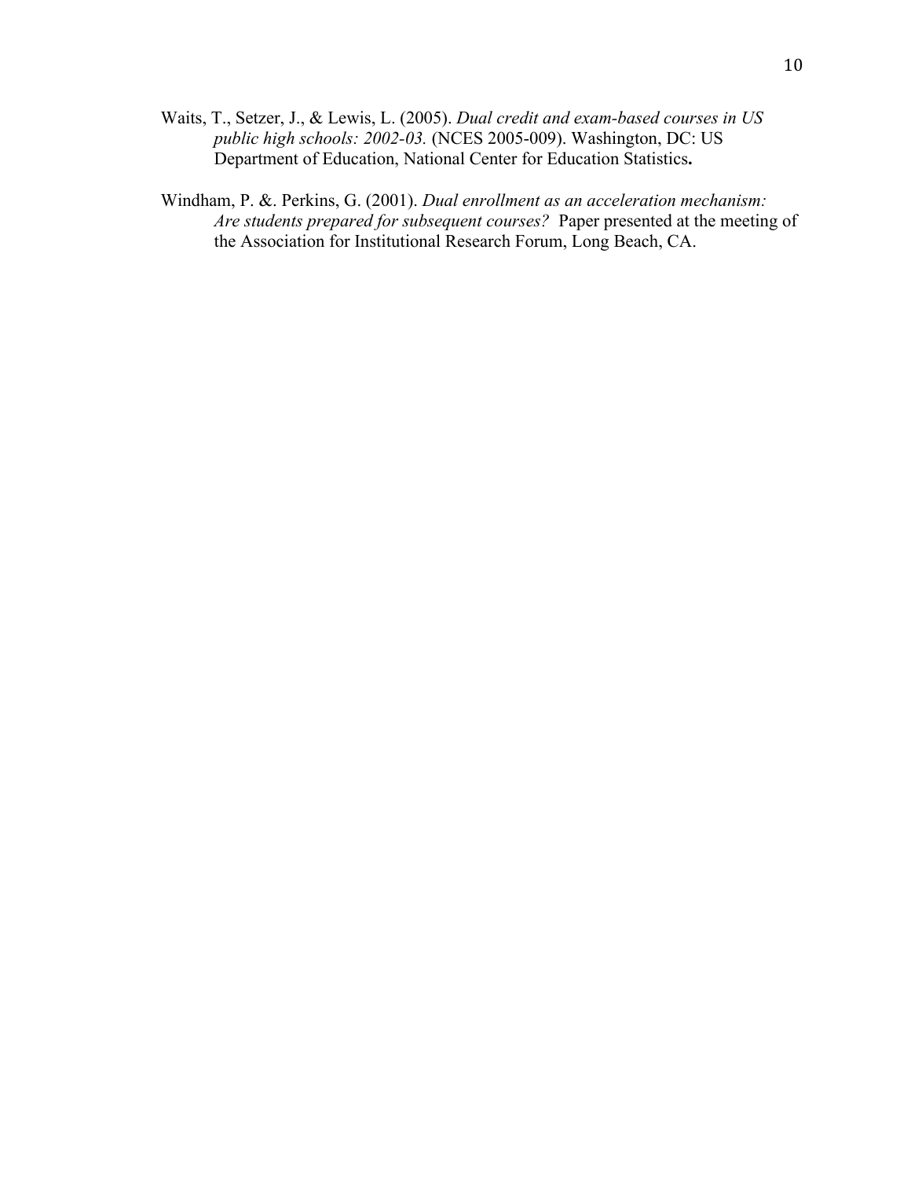Waits, T., Setzer, J., & Lewis, L. (2005). *Dual credit and exam-based courses in US public high schools: 2002-03.* (NCES 2005-009). Washington, DC: US Department of Education, National Center for Education Statistics**.**

Windham, P. &. Perkins, G. (2001). *Dual enrollment as an acceleration mechanism: Are students prepared for subsequent courses?* Paper presented at the meeting of the Association for Institutional Research Forum, Long Beach, CA.